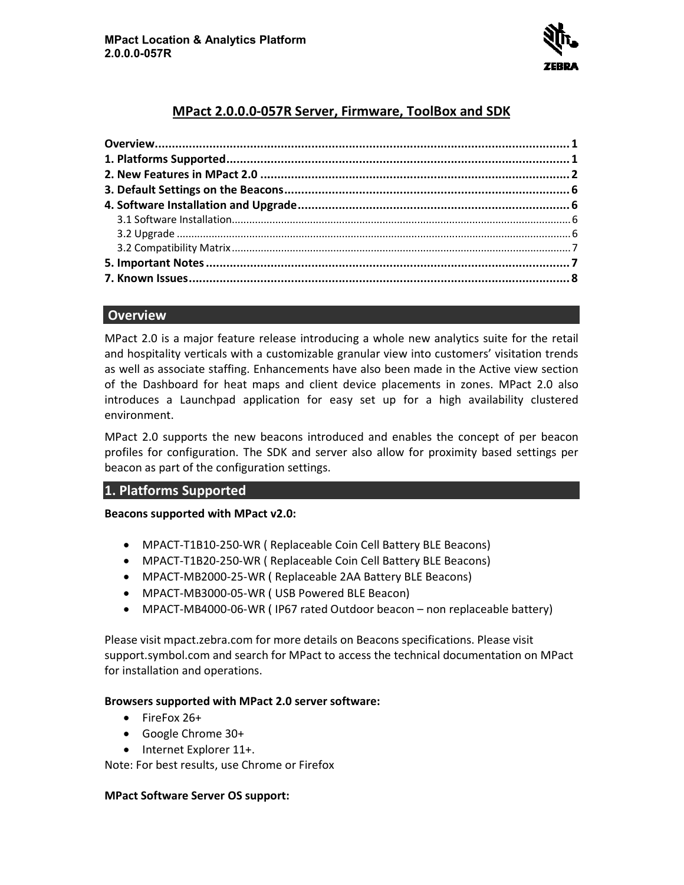# MPact 2.0.0.0-057R Server, Firmware, ToolBox and SDK

**Overview** .......... 1
**1. Platforms Supported** .......... 1
**2. New Features in MPact 2.0** .......... 2
**3. Default Settings on the Beacons** .......... 6
**4. Software Installation and Upgrade** .......... 6
- 3.1 Software Installation .......... 6
- 3.2 Upgrade .......... 6
- 3.2 Compatibility Matrix .......... 7

**5. Important Notes** .......... 7
**7. Known Issues** .......... 8

## Overview

MPact 2.0 is a major feature release introducing a whole new analytics suite for the retail and hospitality verticals with a customizable granular view into customers' visitation trends as well as associate staffing. Enhancements have also been made in the Active view section of the Dashboard for heat maps and client device placements in zones. MPact 2.0 also introduces a Launchpad application for easy set up for a high availability clustered environment.

MPact 2.0 supports the new beacons introduced and enables the concept of per beacon profiles for configuration. The SDK and server also allow for proximity based settings per beacon as part of the configuration settings.

## 1. Platforms Supported

**Beacons supported with MPact v2.0:**

- MPACT-T1B10-250-WR ( Replaceable Coin Cell Battery BLE Beacons)
- MPACT-T1B20-250-WR ( Replaceable Coin Cell Battery BLE Beacons)
- MPACT-MB2000-25-WR ( Replaceable 2AA Battery BLE Beacons)
- MPACT-MB3000-05-WR ( USB Powered BLE Beacon)
- MPACT-MB4000-06-WR ( IP67 rated Outdoor beacon – non replaceable battery)

Please visit mpact.zebra.com for more details on Beacons specifications. Please visit support.symbol.com and search for MPact to access the technical documentation on MPact for installation and operations.

**Browsers supported with MPact 2.0 server software:**

- FireFox 26+
- Google Chrome 30+
- Internet Explorer 11+.

Note: For best results, use Chrome or Firefox

**MPact Software Server OS support:**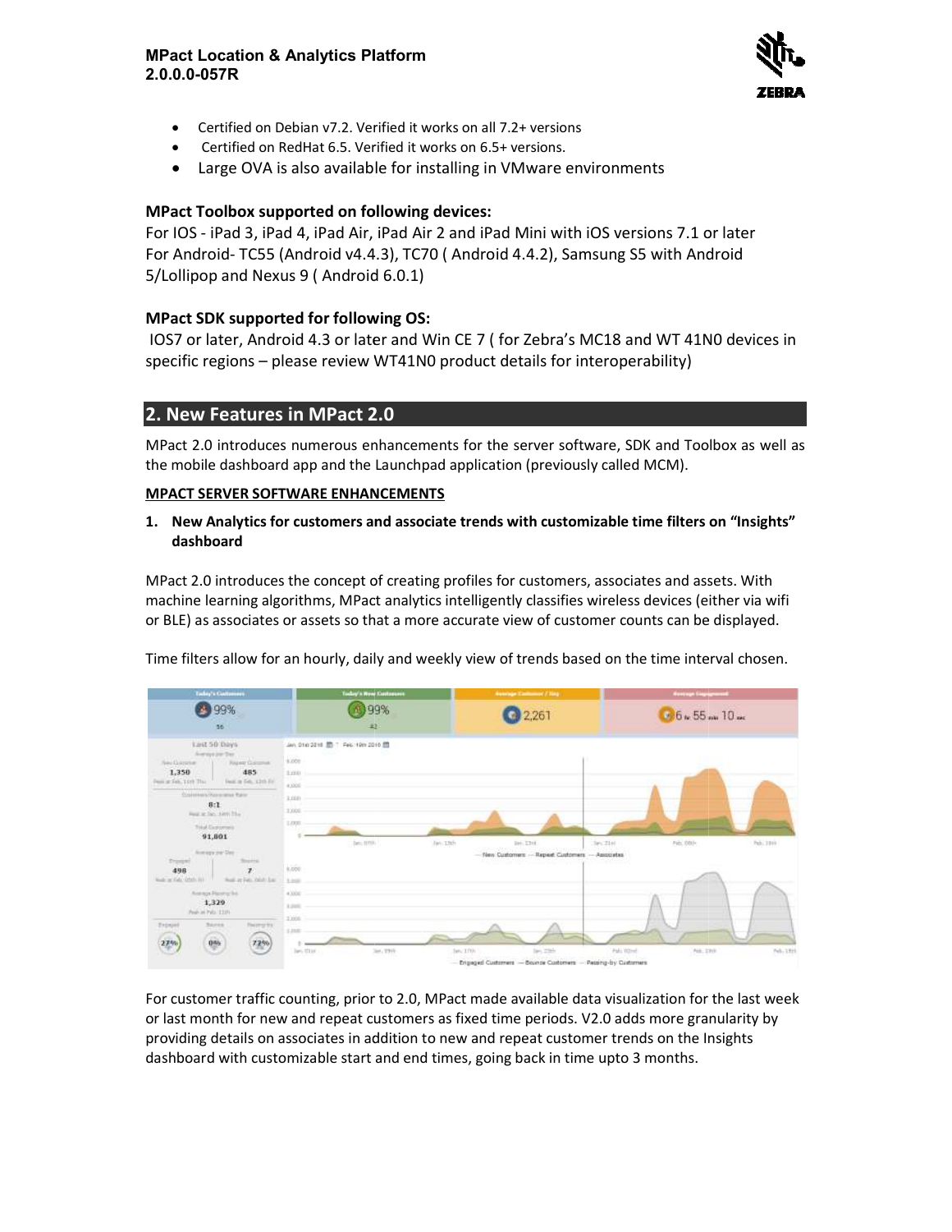- Certified on Debian v7.2. Verified it works on all 7.2+ versions
- Certified on RedHat 6.5. Verified it works on 6.5+ versions.
- Large OVA is also available for installing in VMware environments

**MPact Toolbox supported on following devices:**

For IOS - iPad 3, iPad 4, iPad Air, iPad Air 2 and iPad Mini with iOS versions 7.1 or later
For Android- TC55 (Android v4.4.3), TC70 ( Android 4.4.2), Samsung S5 with Android 5/Lollipop and Nexus 9 ( Android 6.0.1)

**MPact SDK supported for following OS:**

IOS7 or later, Android 4.3 or later and Win CE 7 ( for Zebra's MC18 and WT 41N0 devices in specific regions – please review WT41N0 product details for interoperability)

## 2. New Features in MPact 2.0

MPact 2.0 introduces numerous enhancements for the server software, SDK and Toolbox as well as the mobile dashboard app and the Launchpad application (previously called MCM).

**MPACT SERVER SOFTWARE ENHANCEMENTS**

1. **New Analytics for customers and associate trends with customizable time filters on "Insights" dashboard**

MPact 2.0 introduces the concept of creating profiles for customers, associates and assets. With machine learning algorithms, MPact analytics intelligently classifies wireless devices (either via wifi or BLE) as associates or assets so that a more accurate view of customer counts can be displayed.

Time filters allow for an hourly, daily and weekly view of trends based on the time interval chosen.

For customer traffic counting, prior to 2.0, MPact made available data visualization for the last week or last month for new and repeat customers as fixed time periods. V2.0 adds more granularity by providing details on associates in addition to new and repeat customer trends on the Insights dashboard with customizable start and end times, going back in time upto 3 months.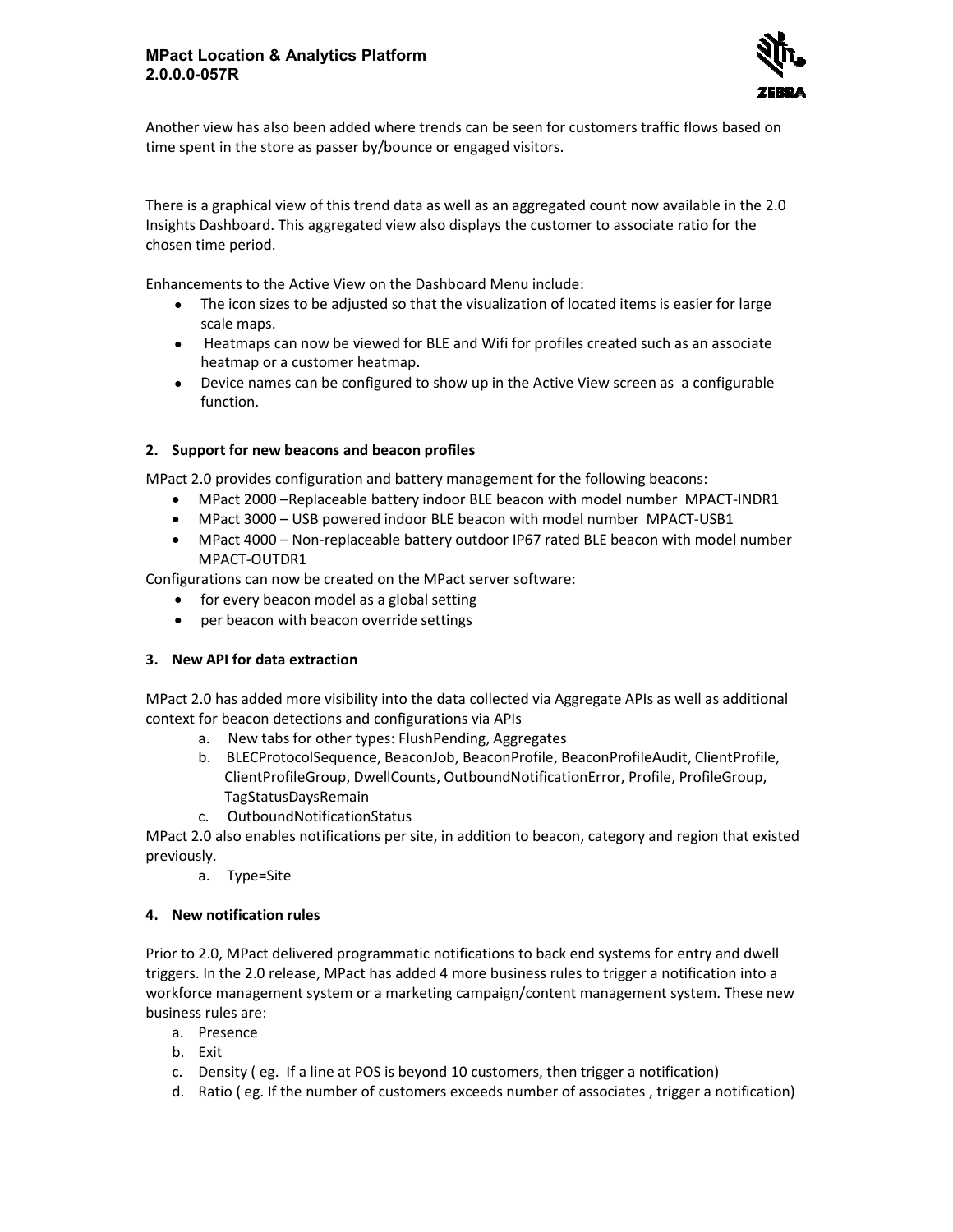Another view has also been added where trends can be seen for customers traffic flows based on time spent in the store as passer by/bounce or engaged visitors.

There is a graphical view of this trend data as well as an aggregated count now available in the 2.0 Insights Dashboard. This aggregated view also displays the customer to associate ratio for the chosen time period.

Enhancements to the Active View on the Dashboard Menu include:

- The icon sizes to be adjusted so that the visualization of located items is easier for large scale maps.
- Heatmaps can now be viewed for BLE and Wifi for profiles created such as an associate heatmap or a customer heatmap.
- Device names can be configured to show up in the Active View screen as a configurable function.

### 2. Support for new beacons and beacon profiles

MPact 2.0 provides configuration and battery management for the following beacons:

- MPact 2000 –Replaceable battery indoor BLE beacon with model number MPACT-INDR1
- MPact 3000 – USB powered indoor BLE beacon with model number MPACT-USB1
- MPact 4000 – Non-replaceable battery outdoor IP67 rated BLE beacon with model number MPACT-OUTDR1

Configurations can now be created on the MPact server software:

- for every beacon model as a global setting
- per beacon with beacon override settings

### 3. New API for data extraction

MPact 2.0 has added more visibility into the data collected via Aggregate APIs as well as additional context for beacon detections and configurations via APIs

a. New tabs for other types: FlushPending, Aggregates
b. BLECProtocolSequence, BeaconJob, BeaconProfile, BeaconProfileAudit, ClientProfile, ClientProfileGroup, DwellCounts, OutboundNotificationError, Profile, ProfileGroup, TagStatusDaysRemain
c. OutboundNotificationStatus

MPact 2.0 also enables notifications per site, in addition to beacon, category and region that existed previously.

a. Type=Site

### 4. New notification rules

Prior to 2.0, MPact delivered programmatic notifications to back end systems for entry and dwell triggers. In the 2.0 release, MPact has added 4 more business rules to trigger a notification into a workforce management system or a marketing campaign/content management system. These new business rules are:

a. Presence
b. Exit
c. Density ( eg. If a line at POS is beyond 10 customers, then trigger a notification)
d. Ratio ( eg. If the number of customers exceeds number of associates , trigger a notification)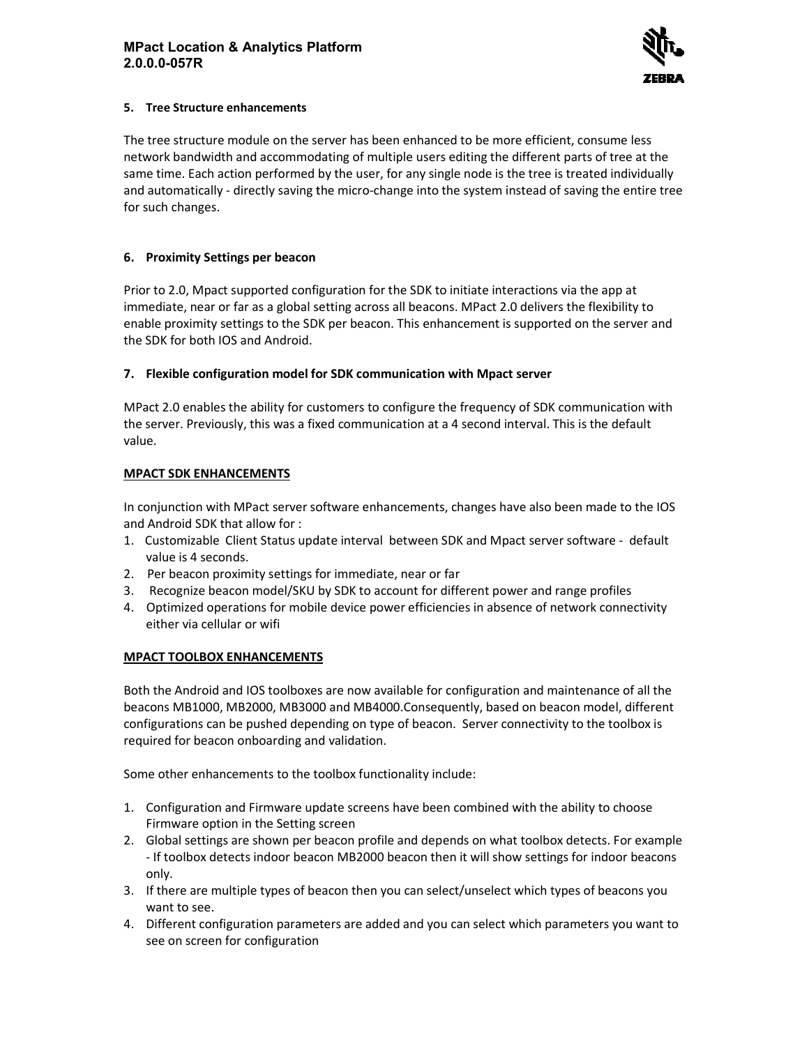5. **Tree Structure enhancements**

The tree structure module on the server has been enhanced to be more efficient, consume less network bandwidth and accommodating of multiple users editing the different parts of tree at the same time. Each action performed by the user, for any single node is the tree is treated individually and automatically - directly saving the micro-change into the system instead of saving the entire tree for such changes.

6. **Proximity Settings per beacon**

Prior to 2.0, Mpact supported configuration for the SDK to initiate interactions via the app at immediate, near or far as a global setting across all beacons. MPact 2.0 delivers the flexibility to enable proximity settings to the SDK per beacon. This enhancement is supported on the server and the SDK for both IOS and Android.

7. **Flexible configuration model for SDK communication with Mpact server**

MPact 2.0 enables the ability for customers to configure the frequency of SDK communication with the server. Previously, this was a fixed communication at a 4 second interval. This is the default value.

**MPACT SDK ENHANCEMENTS**

In conjunction with MPact server software enhancements, changes have also been made to the IOS and Android SDK that allow for :

1. Customizable Client Status update interval between SDK and Mpact server software - default value is 4 seconds.
2. Per beacon proximity settings for immediate, near or far
3. Recognize beacon model/SKU by SDK to account for different power and range profiles
4. Optimized operations for mobile device power efficiencies in absence of network connectivity either via cellular or wifi

**MPACT TOOLBOX ENHANCEMENTS**

Both the Android and IOS toolboxes are now available for configuration and maintenance of all the beacons MB1000, MB2000, MB3000 and MB4000.Consequently, based on beacon model, different configurations can be pushed depending on type of beacon. Server connectivity to the toolbox is required for beacon onboarding and validation.

Some other enhancements to the toolbox functionality include:

1. Configuration and Firmware update screens have been combined with the ability to choose Firmware option in the Setting screen
2. Global settings are shown per beacon profile and depends on what toolbox detects. For example - If toolbox detects indoor beacon MB2000 beacon then it will show settings for indoor beacons only.
3. If there are multiple types of beacon then you can select/unselect which types of beacons you want to see.
4. Different configuration parameters are added and you can select which parameters you want to see on screen for configuration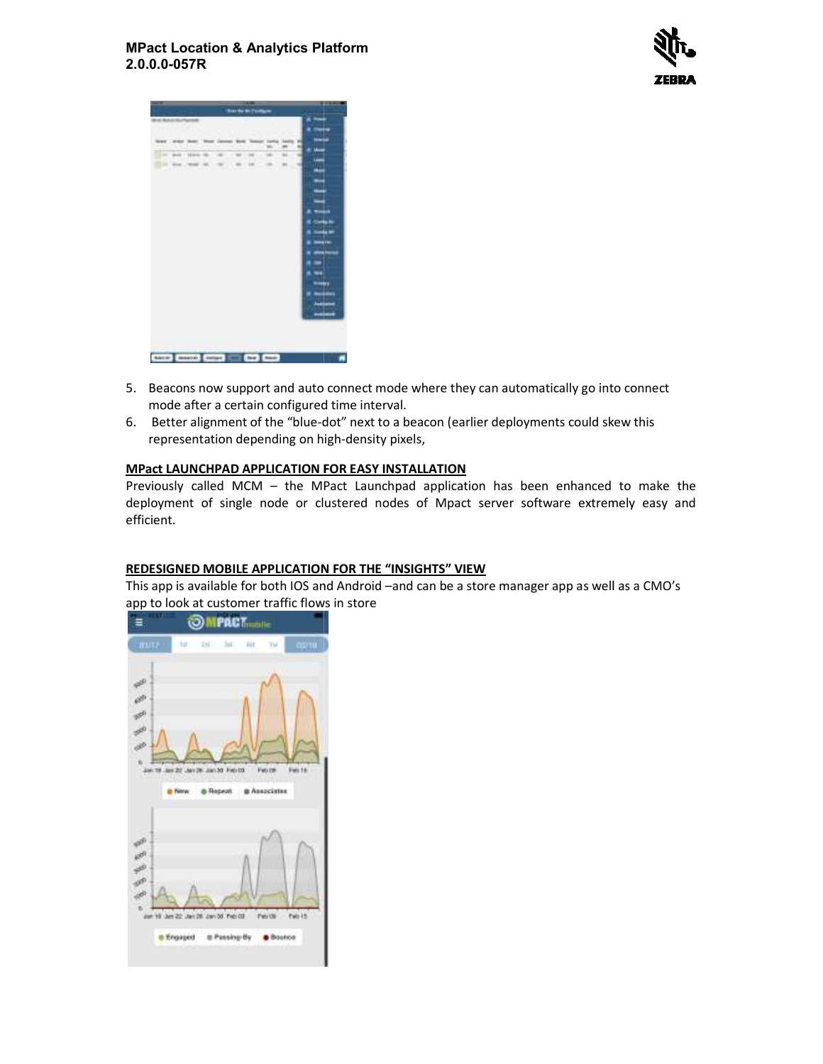5. Beacons now support and auto connect mode where they can automatically go into connect mode after a certain configured time interval.
6. Better alignment of the "blue-dot" next to a beacon (earlier deployments could skew this representation depending on high-density pixels,

**MPact LAUNCHPAD APPLICATION FOR EASY INSTALLATION**

Previously called MCM – the MPact Launchpad application has been enhanced to make the deployment of single node or clustered nodes of Mpact server software extremely easy and efficient.

**REDESIGNED MOBILE APPLICATION FOR THE "INSIGHTS" VIEW**

This app is available for both IOS and Android –and can be a store manager app as well as a CMO's app to look at customer traffic flows in store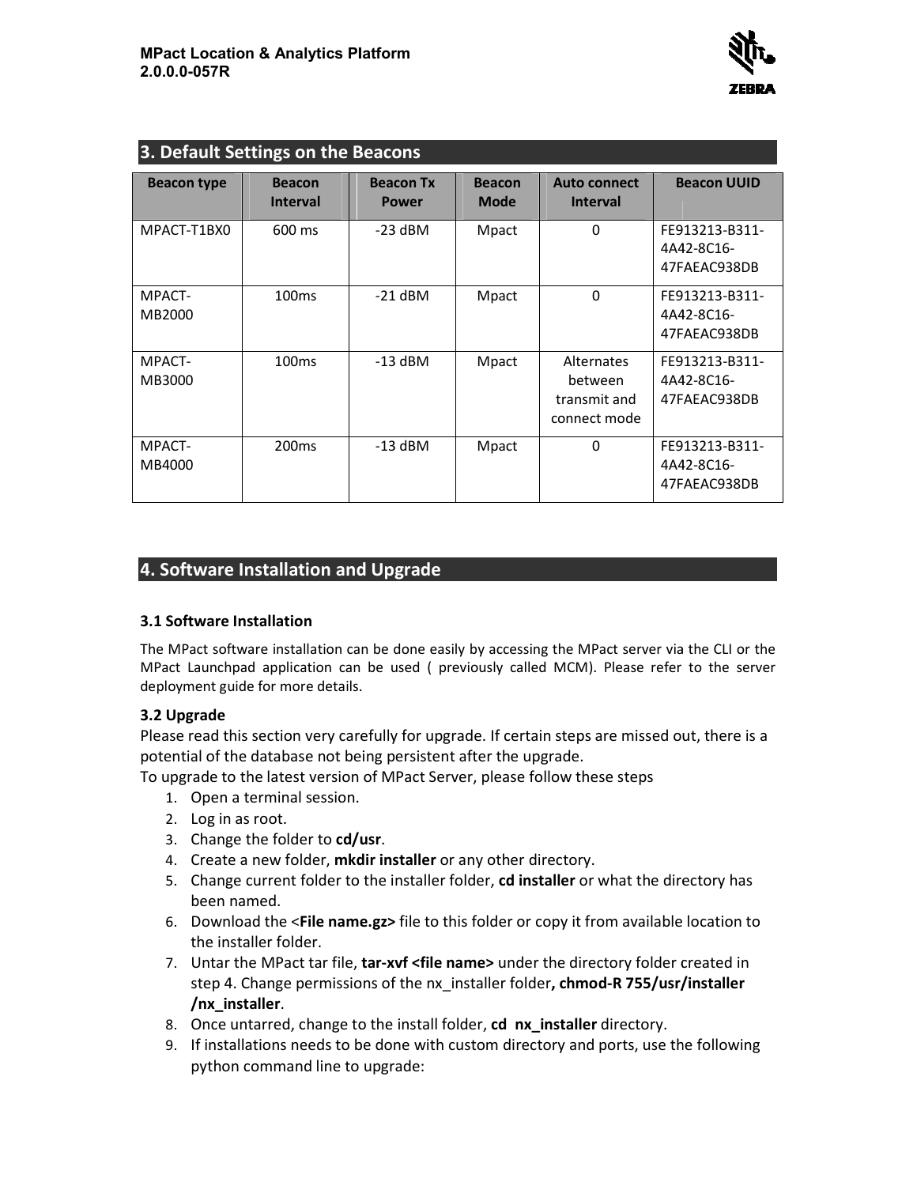## 3. Default Settings on the Beacons

| Beacon type | Beacon Interval | Beacon Tx Power | Beacon Mode | Auto connect Interval | Beacon UUID |
| --- | --- | --- | --- | --- | --- |
| MPACT-T1BX0 | 600 ms | -23 dBM | Mpact | 0 | FE913213-B311-4A42-8C16-47FAEAC938DB |
| MPACT-MB2000 | 100ms | -21 dBM | Mpact | 0 | FE913213-B311-4A42-8C16-47FAEAC938DB |
| MPACT-MB3000 | 100ms | -13 dBM | Mpact | Alternates between transmit and connect mode | FE913213-B311-4A42-8C16-47FAEAC938DB |
| MPACT-MB4000 | 200ms | -13 dBM | Mpact | 0 | FE913213-B311-4A42-8C16-47FAEAC938DB |

## 4. Software Installation and Upgrade

### 3.1 Software Installation

The MPact software installation can be done easily by accessing the MPact server via the CLI or the MPact Launchpad application can be used ( previously called MCM). Please refer to the server deployment guide for more details.

### 3.2 Upgrade

Please read this section very carefully for upgrade. If certain steps are missed out, there is a potential of the database not being persistent after the upgrade.

To upgrade to the latest version of MPact Server, please follow these steps

1. Open a terminal session.
2. Log in as root.
3. Change the folder to **cd/usr**.
4. Create a new folder, **mkdir installer** or any other directory.
5. Change current folder to the installer folder, **cd installer** or what the directory has been named.
6. Download the <**File name.gz>** file to this folder or copy it from available location to the installer folder.
7. Untar the MPact tar file, **tar-xvf <file name>** under the directory folder created in step 4. Change permissions of the nx_installer folder**, chmod-R 755/usr/installer /nx_installer**.
8. Once untarred, change to the install folder, **cd nx_installer** directory.
9. If installations needs to be done with custom directory and ports, use the following python command line to upgrade: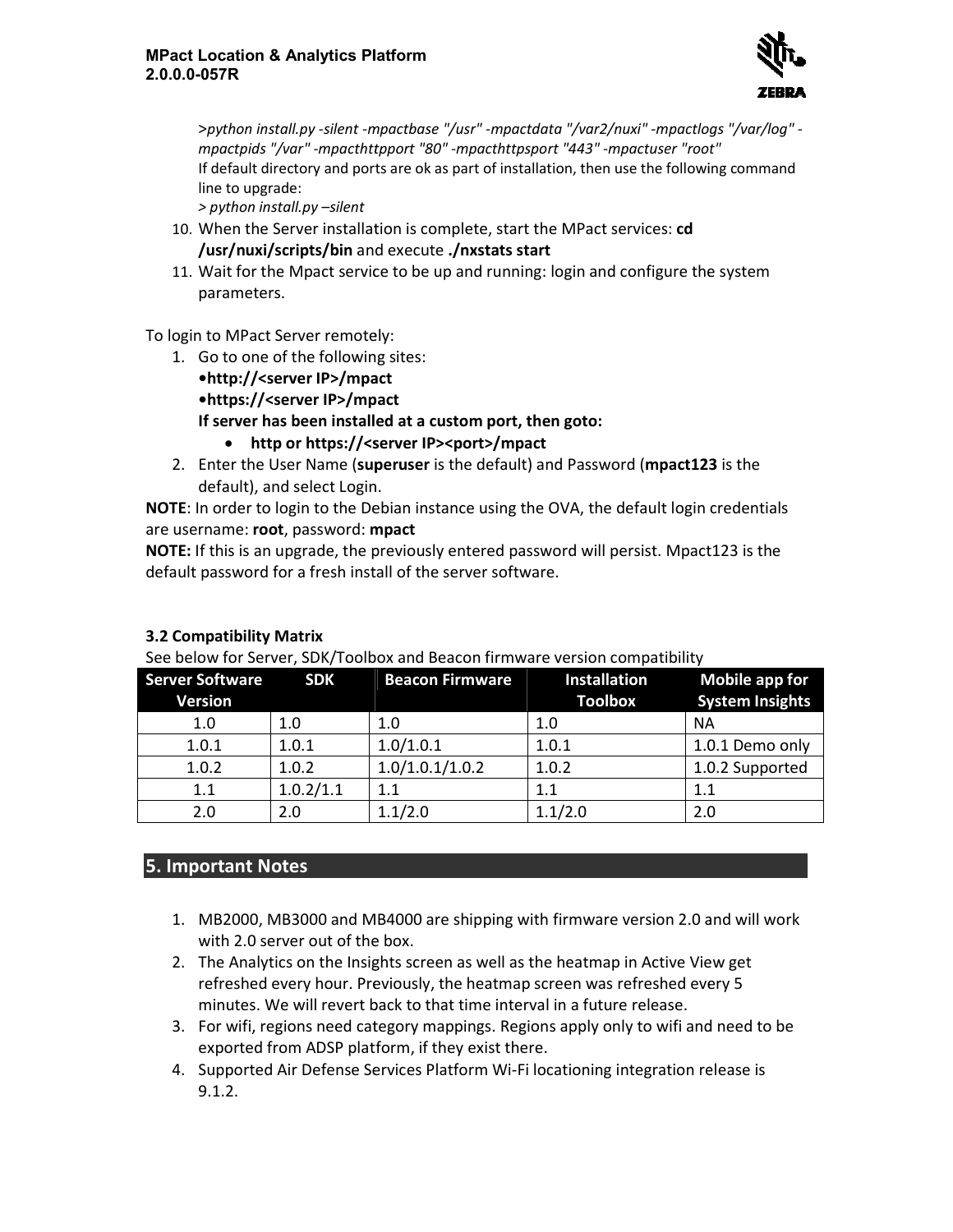>*python install.py -silent -mpactbase "/usr" -mpactdata "/var2/nuxi" -mpactlogs "/var/log" -mpactpids "/var" -mpacthttpport "80" -mpacthttpsport "443" -mpactuser "root"*
If default directory and ports are ok as part of installation, then use the following command line to upgrade:
> *python install.py –silent*

10. When the Server installation is complete, start the MPact services: **cd /usr/nuxi/scripts/bin** and execute **./nxstats start**
11. Wait for the Mpact service to be up and running: login and configure the system parameters.

To login to MPact Server remotely:

1. Go to one of the following sites:
   **•http://<server IP>/mpact**
   **•https://<server IP>/mpact**
   **If server has been installed at a custom port, then goto:**
   - **http or https://<server IP><port>/mpact**
2. Enter the User Name (**superuser** is the default) and Password (**mpact123** is the default), and select Login.

**NOTE**: In order to login to the Debian instance using the OVA, the default login credentials are username: **root**, password: **mpact**

**NOTE:** If this is an upgrade, the previously entered password will persist. Mpact123 is the default password for a fresh install of the server software.

**3.2 Compatibility Matrix**

See below for Server, SDK/Toolbox and Beacon firmware version compatibility

| Server Software Version | SDK | Beacon Firmware | Installation Toolbox | Mobile app for System Insights |
|---|---|---|---|---|
| 1.0 | 1.0 | 1.0 | 1.0 | NA |
| 1.0.1 | 1.0.1 | 1.0/1.0.1 | 1.0.1 | 1.0.1 Demo only |
| 1.0.2 | 1.0.2 | 1.0/1.0.1/1.0.2 | 1.0.2 | 1.0.2 Supported |
| 1.1 | 1.0.2/1.1 | 1.1 | 1.1 | 1.1 |
| 2.0 | 2.0 | 1.1/2.0 | 1.1/2.0 | 2.0 |

## 5. Important Notes

1. MB2000, MB3000 and MB4000 are shipping with firmware version 2.0 and will work with 2.0 server out of the box.
2. The Analytics on the Insights screen as well as the heatmap in Active View get refreshed every hour. Previously, the heatmap screen was refreshed every 5 minutes. We will revert back to that time interval in a future release.
3. For wifi, regions need category mappings. Regions apply only to wifi and need to be exported from ADSP platform, if they exist there.
4. Supported Air Defense Services Platform Wi-Fi locationing integration release is 9.1.2.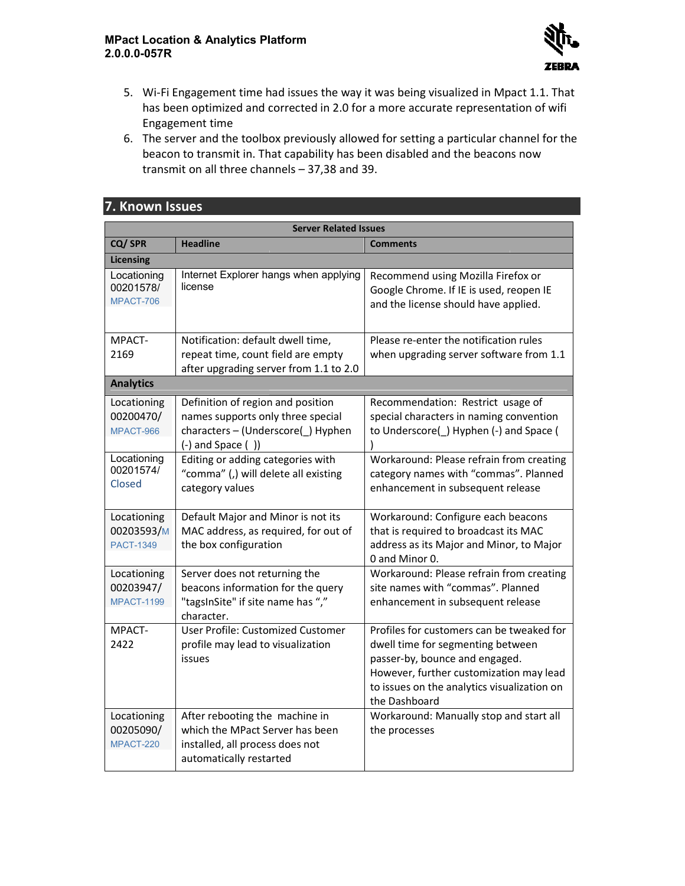5. Wi-Fi Engagement time had issues the way it was being visualized in Mpact 1.1. That has been optimized and corrected in 2.0 for a more accurate representation of wifi Engagement time
6. The server and the toolbox previously allowed for setting a particular channel for the beacon to transmit in. That capability has been disabled and the beacons now transmit on all three channels – 37,38 and 39.

## 7. Known Issues

| Server Related Issues | | |
|---|---|---|
| **CQ/ SPR** | **Headline** | **Comments** |
| **Licensing** | | |
| Locationing 00201578/ MPACT-706 | Internet Explorer hangs when applying license | Recommend using Mozilla Firefox or Google Chrome. If IE is used, reopen IE and the license should have applied. |
| MPACT-2169 | Notification: default dwell time, repeat time, count field are empty after upgrading server from 1.1 to 2.0 | Please re-enter the notification rules when upgrading server software from 1.1 |
| **Analytics** | | |
| Locationing 00200470/ MPACT-966 | Definition of region and position names supports only three special characters – (Underscore(_) Hyphen (-) and Space ( )) | Recommendation: Restrict usage of special characters in naming convention to Underscore(_) Hyphen (-) and Space ( ) |
| Locationing 00201574/ Closed | Editing or adding categories with "comma" (,) will delete all existing category values | Workaround: Please refrain from creating category names with "commas". Planned enhancement in subsequent release |
| Locationing 00203593/MPACT-1349 | Default Major and Minor is not its MAC address, as required, for out of the box configuration | Workaround: Configure each beacons that is required to broadcast its MAC address as its Major and Minor, to Major 0 and Minor 0. |
| Locationing 00203947/ MPACT-1199 | Server does not returning the beacons information for the query "tagsInSite" if site name has "," character. | Workaround: Please refrain from creating site names with "commas". Planned enhancement in subsequent release |
| MPACT-2422 | User Profile: Customized Customer profile may lead to visualization issues | Profiles for customers can be tweaked for dwell time for segmenting between passer-by, bounce and engaged. However, further customization may lead to issues on the analytics visualization on the Dashboard |
| Locationing 00205090/ MPACT-220 | After rebooting the machine in which the MPact Server has been installed, all process does not automatically restarted | Workaround: Manually stop and start all the processes |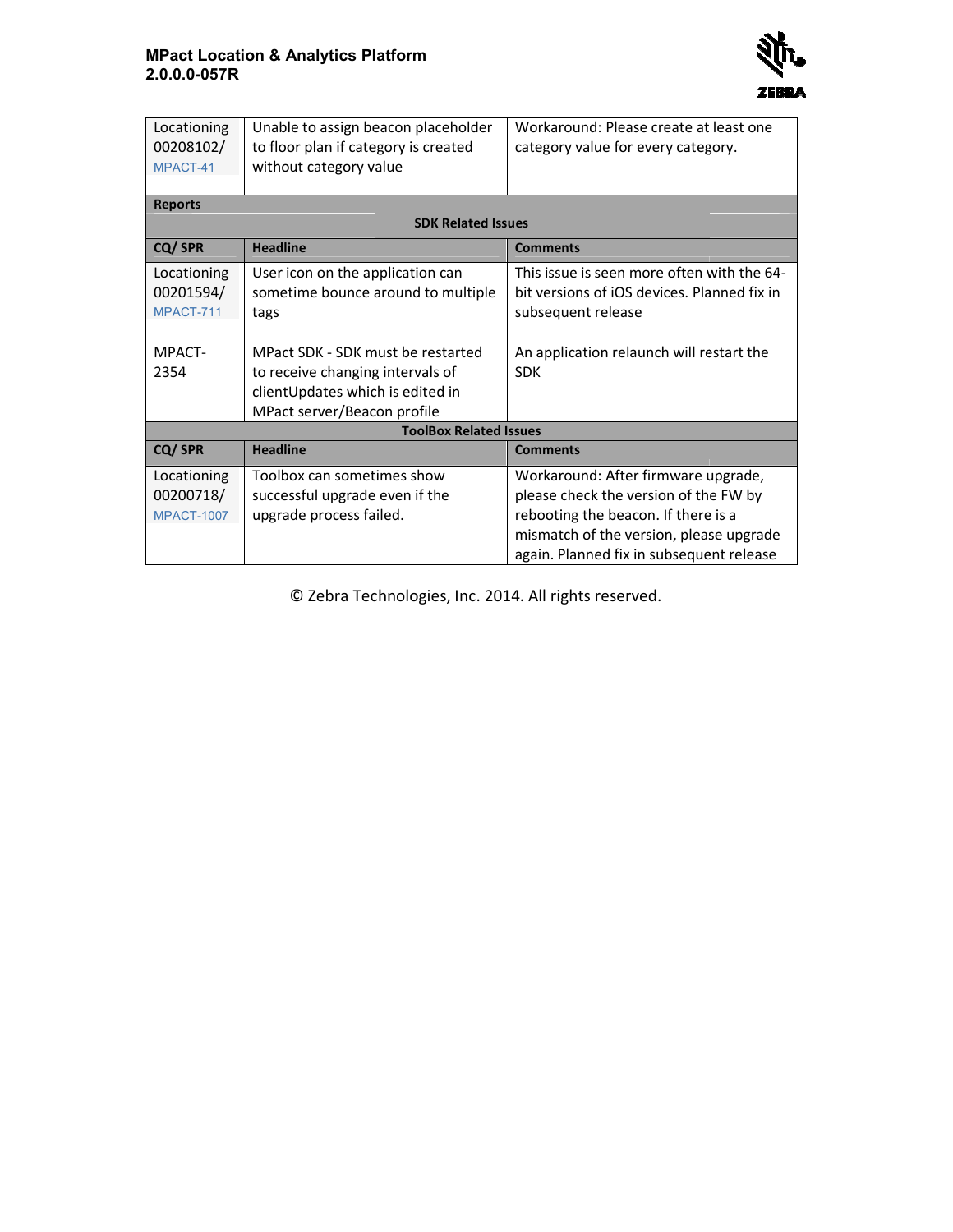| CQ/ SPR | Headline | Comments |
|---|---|---|
| Locationing 00208102/ MPACT-41 | Unable to assign beacon placeholder to floor plan if category is created without category value | Workaround: Please create at least one category value for every category. |

**Reports**

**SDK Related Issues**

| CQ/ SPR | Headline | Comments |
|---|---|---|
| Locationing 00201594/ MPACT-711 | User icon on the application can sometime bounce around to multiple tags | This issue is seen more often with the 64-bit versions of iOS devices. Planned fix in subsequent release |
| MPACT-2354 | MPact SDK - SDK must be restarted to receive changing intervals of clientUpdates which is edited in MPact server/Beacon profile | An application relaunch will restart the SDK |

**ToolBox Related Issues**

| CQ/ SPR | Headline | Comments |
|---|---|---|
| Locationing 00200718/ MPACT-1007 | Toolbox can sometimes show successful upgrade even if the upgrade process failed. | Workaround: After firmware upgrade, please check the version of the FW by rebooting the beacon. If there is a mismatch of the version, please upgrade again. Planned fix in subsequent release |

© Zebra Technologies, Inc. 2014. All rights reserved.